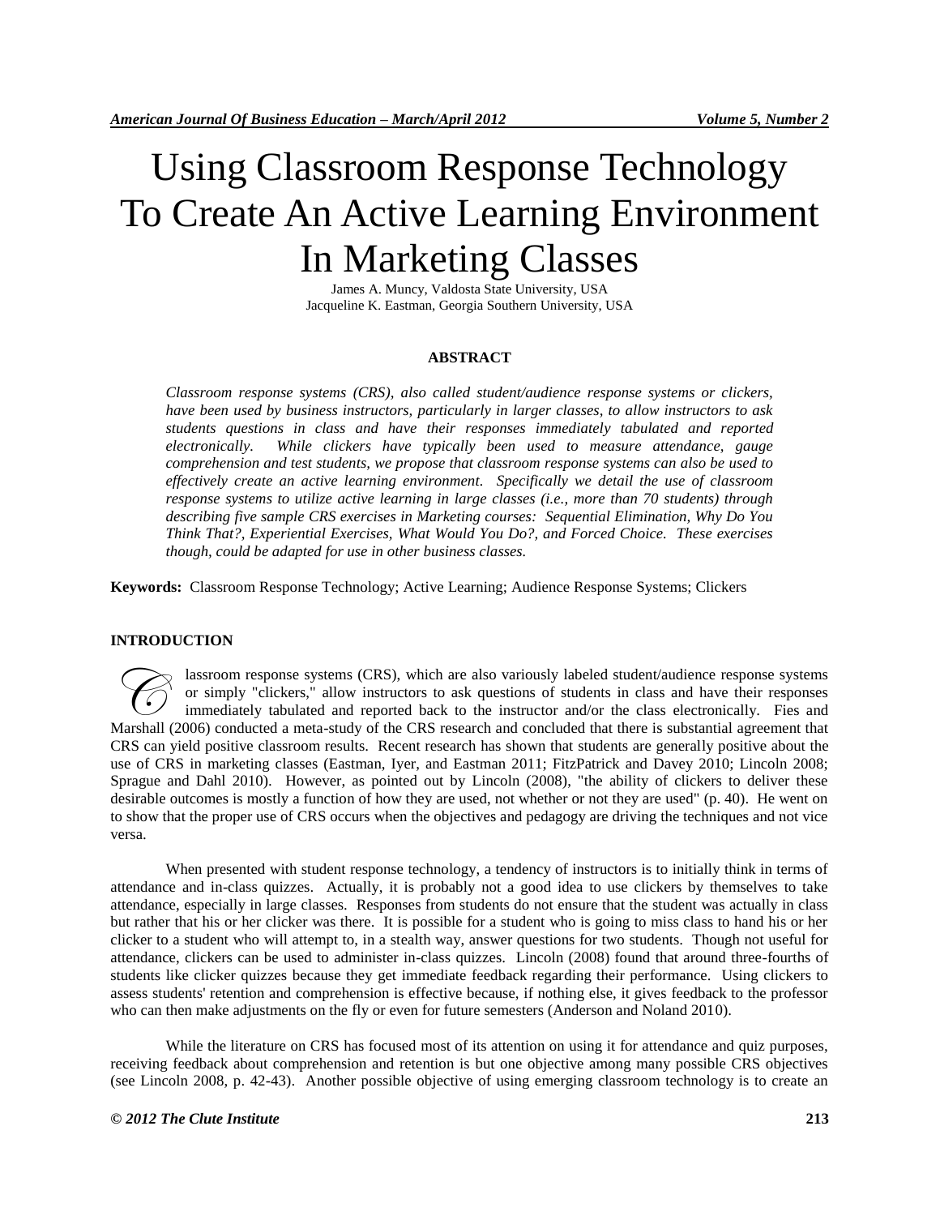# Using Classroom Response Technology To Create An Active Learning Environment In Marketing Classes

James A. Muncy, Valdosta State University, USA
Jacqueline K. Eastman, Georgia Southern University, USA

## ABSTRACT

*Classroom response systems (CRS), also called student/audience response systems or clickers, have been used by business instructors, particularly in larger classes, to allow instructors to ask students questions in class and have their responses immediately tabulated and reported electronically. While clickers have typically been used to measure attendance, gauge comprehension and test students, we propose that classroom response systems can also be used to effectively create an active learning environment. Specifically we detail the use of classroom response systems to utilize active learning in large classes (i.e., more than 70 students) through describing five sample CRS exercises in Marketing courses: Sequential Elimination, Why Do You Think That?, Experiential Exercises, What Would You Do?, and Forced Choice. These exercises though, could be adapted for use in other business classes.*

**Keywords:** Classroom Response Technology; Active Learning; Audience Response Systems; Clickers

## INTRODUCTION

Classroom response systems (CRS), which are also variously labeled student/audience response systems or simply "clickers," allow instructors to ask questions of students in class and have their responses immediately tabulated and reported back to the instructor and/or the class electronically. Fies and Marshall (2006) conducted a meta-study of the CRS research and concluded that there is substantial agreement that CRS can yield positive classroom results. Recent research has shown that students are generally positive about the use of CRS in marketing classes (Eastman, Iyer, and Eastman 2011; FitzPatrick and Davey 2010; Lincoln 2008; Sprague and Dahl 2010). However, as pointed out by Lincoln (2008), "the ability of clickers to deliver these desirable outcomes is mostly a function of how they are used, not whether or not they are used" (p. 40). He went on to show that the proper use of CRS occurs when the objectives and pedagogy are driving the techniques and not vice versa.

When presented with student response technology, a tendency of instructors is to initially think in terms of attendance and in-class quizzes. Actually, it is probably not a good idea to use clickers by themselves to take attendance, especially in large classes. Responses from students do not ensure that the student was actually in class but rather that his or her clicker was there. It is possible for a student who is going to miss class to hand his or her clicker to a student who will attempt to, in a stealth way, answer questions for two students. Though not useful for attendance, clickers can be used to administer in-class quizzes. Lincoln (2008) found that around three-fourths of students like clicker quizzes because they get immediate feedback regarding their performance. Using clickers to assess students' retention and comprehension is effective because, if nothing else, it gives feedback to the professor who can then make adjustments on the fly or even for future semesters (Anderson and Noland 2010).

While the literature on CRS has focused most of its attention on using it for attendance and quiz purposes, receiving feedback about comprehension and retention is but one objective among many possible CRS objectives (see Lincoln 2008, p. 42-43). Another possible objective of using emerging classroom technology is to create an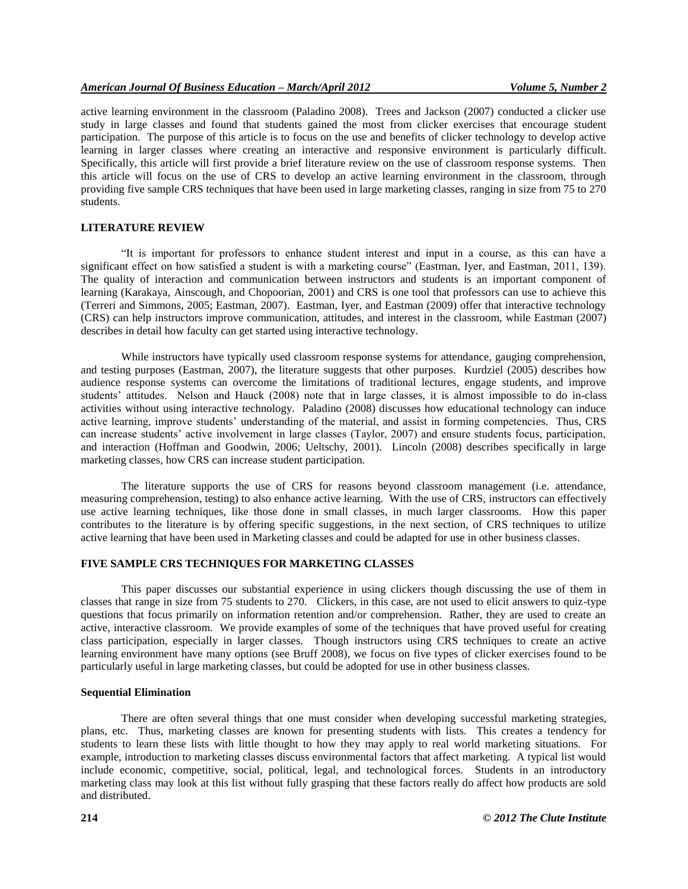active learning environment in the classroom (Paladino 2008). Trees and Jackson (2007) conducted a clicker use study in large classes and found that students gained the most from clicker exercises that encourage student participation. The purpose of this article is to focus on the use and benefits of clicker technology to develop active learning in larger classes where creating an interactive and responsive environment is particularly difficult. Specifically, this article will first provide a brief literature review on the use of classroom response systems. Then this article will focus on the use of CRS to develop an active learning environment in the classroom, through providing five sample CRS techniques that have been used in large marketing classes, ranging in size from 75 to 270 students.

## LITERATURE REVIEW

"It is important for professors to enhance student interest and input in a course, as this can have a significant effect on how satisfied a student is with a marketing course" (Eastman, Iyer, and Eastman, 2011, 139). The quality of interaction and communication between instructors and students is an important component of learning (Karakaya, Ainscough, and Chopoorian, 2001) and CRS is one tool that professors can use to achieve this (Terreri and Simmons, 2005; Eastman, 2007). Eastman, Iyer, and Eastman (2009) offer that interactive technology (CRS) can help instructors improve communication, attitudes, and interest in the classroom, while Eastman (2007) describes in detail how faculty can get started using interactive technology.

While instructors have typically used classroom response systems for attendance, gauging comprehension, and testing purposes (Eastman, 2007), the literature suggests that other purposes. Kurdziel (2005) describes how audience response systems can overcome the limitations of traditional lectures, engage students, and improve students' attitudes. Nelson and Hauck (2008) note that in large classes, it is almost impossible to do in-class activities without using interactive technology. Paladino (2008) discusses how educational technology can induce active learning, improve students' understanding of the material, and assist in forming competencies. Thus, CRS can increase students' active involvement in large classes (Taylor, 2007) and ensure students focus, participation, and interaction (Hoffman and Goodwin, 2006; Ueltschy, 2001). Lincoln (2008) describes specifically in large marketing classes, how CRS can increase student participation.

The literature supports the use of CRS for reasons beyond classroom management (i.e. attendance, measuring comprehension, testing) to also enhance active learning. With the use of CRS, instructors can effectively use active learning techniques, like those done in small classes, in much larger classrooms. How this paper contributes to the literature is by offering specific suggestions, in the next section, of CRS techniques to utilize active learning that have been used in Marketing classes and could be adapted for use in other business classes.

## FIVE SAMPLE CRS TECHNIQUES FOR MARKETING CLASSES

This paper discusses our substantial experience in using clickers though discussing the use of them in classes that range in size from 75 students to 270. Clickers, in this case, are not used to elicit answers to quiz-type questions that focus primarily on information retention and/or comprehension. Rather, they are used to create an active, interactive classroom. We provide examples of some of the techniques that have proved useful for creating class participation, especially in larger classes. Though instructors using CRS techniques to create an active learning environment have many options (see Bruff 2008), we focus on five types of clicker exercises found to be particularly useful in large marketing classes, but could be adopted for use in other business classes.

### Sequential Elimination

There are often several things that one must consider when developing successful marketing strategies, plans, etc. Thus, marketing classes are known for presenting students with lists. This creates a tendency for students to learn these lists with little thought to how they may apply to real world marketing situations. For example, introduction to marketing classes discuss environmental factors that affect marketing. A typical list would include economic, competitive, social, political, legal, and technological forces. Students in an introductory marketing class may look at this list without fully grasping that these factors really do affect how products are sold and distributed.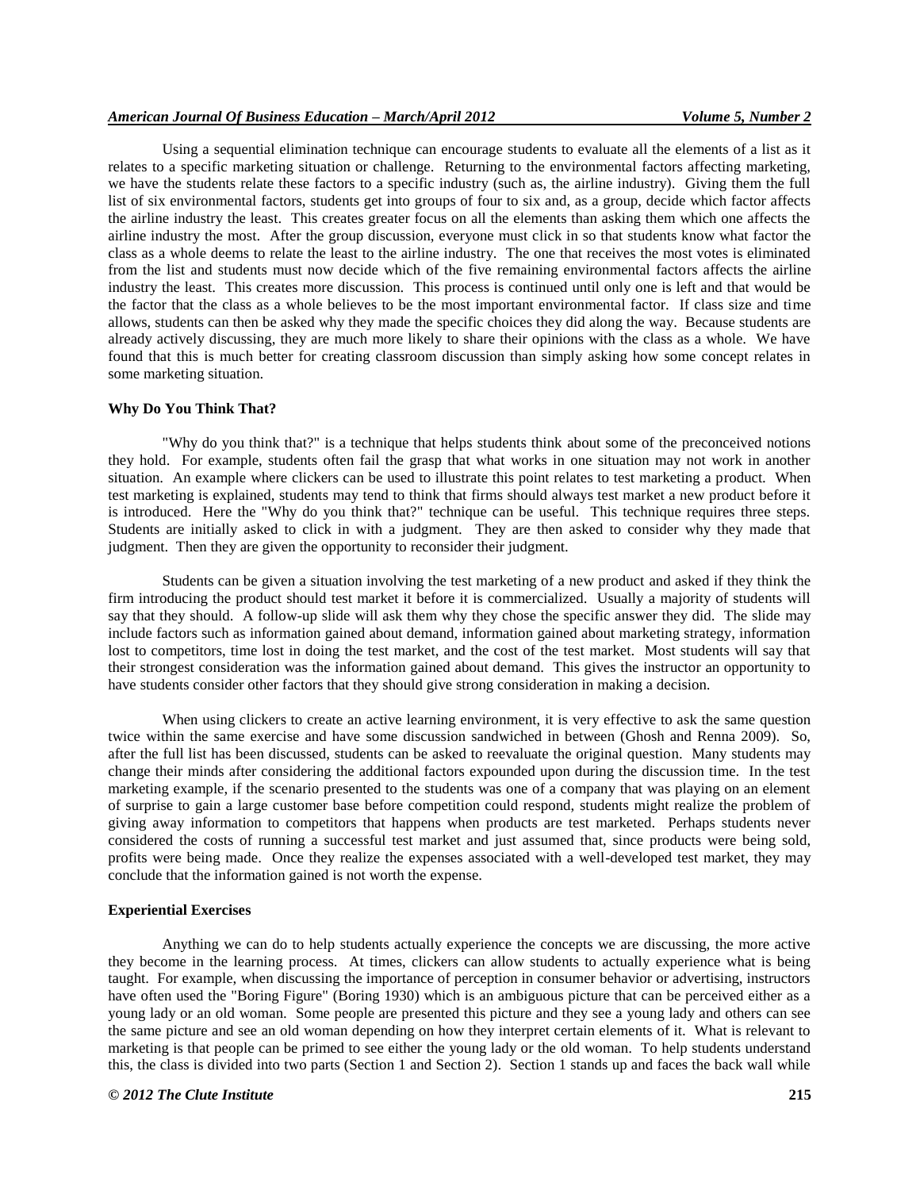Using a sequential elimination technique can encourage students to evaluate all the elements of a list as it relates to a specific marketing situation or challenge. Returning to the environmental factors affecting marketing, we have the students relate these factors to a specific industry (such as, the airline industry). Giving them the full list of six environmental factors, students get into groups of four to six and, as a group, decide which factor affects the airline industry the least. This creates greater focus on all the elements than asking them which one affects the airline industry the most. After the group discussion, everyone must click in so that students know what factor the class as a whole deems to relate the least to the airline industry. The one that receives the most votes is eliminated from the list and students must now decide which of the five remaining environmental factors affects the airline industry the least. This creates more discussion. This process is continued until only one is left and that would be the factor that the class as a whole believes to be the most important environmental factor. If class size and time allows, students can then be asked why they made the specific choices they did along the way. Because students are already actively discussing, they are much more likely to share their opinions with the class as a whole. We have found that this is much better for creating classroom discussion than simply asking how some concept relates in some marketing situation.

**Why Do You Think That?**

"Why do you think that?" is a technique that helps students think about some of the preconceived notions they hold. For example, students often fail the grasp that what works in one situation may not work in another situation. An example where clickers can be used to illustrate this point relates to test marketing a product. When test marketing is explained, students may tend to think that firms should always test market a new product before it is introduced. Here the "Why do you think that?" technique can be useful. This technique requires three steps. Students are initially asked to click in with a judgment. They are then asked to consider why they made that judgment. Then they are given the opportunity to reconsider their judgment.

Students can be given a situation involving the test marketing of a new product and asked if they think the firm introducing the product should test market it before it is commercialized. Usually a majority of students will say that they should. A follow-up slide will ask them why they chose the specific answer they did. The slide may include factors such as information gained about demand, information gained about marketing strategy, information lost to competitors, time lost in doing the test market, and the cost of the test market. Most students will say that their strongest consideration was the information gained about demand. This gives the instructor an opportunity to have students consider other factors that they should give strong consideration in making a decision.

When using clickers to create an active learning environment, it is very effective to ask the same question twice within the same exercise and have some discussion sandwiched in between (Ghosh and Renna 2009). So, after the full list has been discussed, students can be asked to reevaluate the original question. Many students may change their minds after considering the additional factors expounded upon during the discussion time. In the test marketing example, if the scenario presented to the students was one of a company that was playing on an element of surprise to gain a large customer base before competition could respond, students might realize the problem of giving away information to competitors that happens when products are test marketed. Perhaps students never considered the costs of running a successful test market and just assumed that, since products were being sold, profits were being made. Once they realize the expenses associated with a well-developed test market, they may conclude that the information gained is not worth the expense.

**Experiential Exercises**

Anything we can do to help students actually experience the concepts we are discussing, the more active they become in the learning process. At times, clickers can allow students to actually experience what is being taught. For example, when discussing the importance of perception in consumer behavior or advertising, instructors have often used the "Boring Figure" (Boring 1930) which is an ambiguous picture that can be perceived either as a young lady or an old woman. Some people are presented this picture and they see a young lady and others can see the same picture and see an old woman depending on how they interpret certain elements of it. What is relevant to marketing is that people can be primed to see either the young lady or the old woman. To help students understand this, the class is divided into two parts (Section 1 and Section 2). Section 1 stands up and faces the back wall while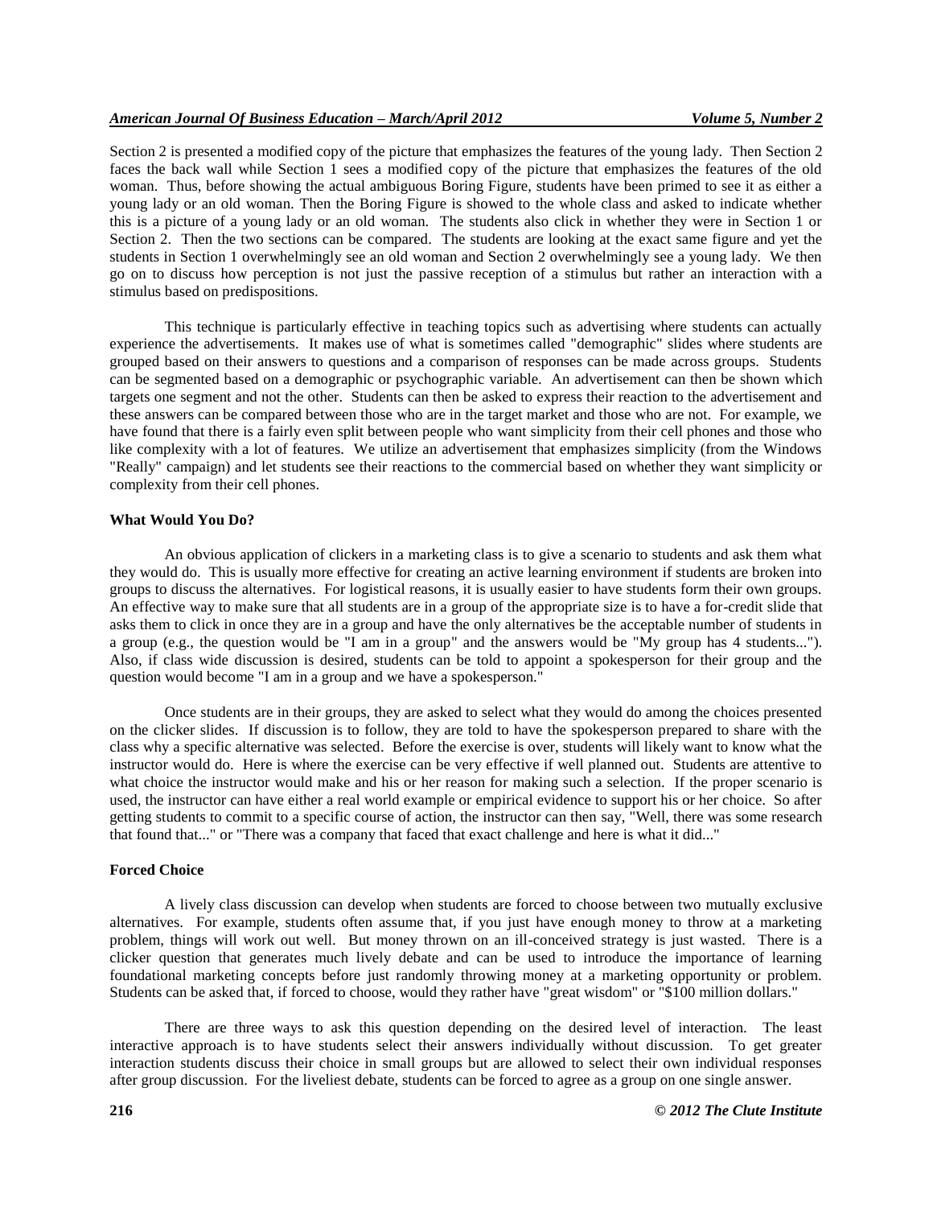Section 2 is presented a modified copy of the picture that emphasizes the features of the young lady. Then Section 2 faces the back wall while Section 1 sees a modified copy of the picture that emphasizes the features of the old woman. Thus, before showing the actual ambiguous Boring Figure, students have been primed to see it as either a young lady or an old woman. Then the Boring Figure is showed to the whole class and asked to indicate whether this is a picture of a young lady or an old woman. The students also click in whether they were in Section 1 or Section 2. Then the two sections can be compared. The students are looking at the exact same figure and yet the students in Section 1 overwhelmingly see an old woman and Section 2 overwhelmingly see a young lady. We then go on to discuss how perception is not just the passive reception of a stimulus but rather an interaction with a stimulus based on predispositions.

This technique is particularly effective in teaching topics such as advertising where students can actually experience the advertisements. It makes use of what is sometimes called "demographic" slides where students are grouped based on their answers to questions and a comparison of responses can be made across groups. Students can be segmented based on a demographic or psychographic variable. An advertisement can then be shown which targets one segment and not the other. Students can then be asked to express their reaction to the advertisement and these answers can be compared between those who are in the target market and those who are not. For example, we have found that there is a fairly even split between people who want simplicity from their cell phones and those who like complexity with a lot of features. We utilize an advertisement that emphasizes simplicity (from the Windows "Really" campaign) and let students see their reactions to the commercial based on whether they want simplicity or complexity from their cell phones.

**What Would You Do?**

An obvious application of clickers in a marketing class is to give a scenario to students and ask them what they would do. This is usually more effective for creating an active learning environment if students are broken into groups to discuss the alternatives. For logistical reasons, it is usually easier to have students form their own groups. An effective way to make sure that all students are in a group of the appropriate size is to have a for-credit slide that asks them to click in once they are in a group and have the only alternatives be the acceptable number of students in a group (e.g., the question would be "I am in a group" and the answers would be "My group has 4 students..."). Also, if class wide discussion is desired, students can be told to appoint a spokesperson for their group and the question would become "I am in a group and we have a spokesperson."

Once students are in their groups, they are asked to select what they would do among the choices presented on the clicker slides. If discussion is to follow, they are told to have the spokesperson prepared to share with the class why a specific alternative was selected. Before the exercise is over, students will likely want to know what the instructor would do. Here is where the exercise can be very effective if well planned out. Students are attentive to what choice the instructor would make and his or her reason for making such a selection. If the proper scenario is used, the instructor can have either a real world example or empirical evidence to support his or her choice. So after getting students to commit to a specific course of action, the instructor can then say, "Well, there was some research that found that..." or "There was a company that faced that exact challenge and here is what it did..."

**Forced Choice**

A lively class discussion can develop when students are forced to choose between two mutually exclusive alternatives. For example, students often assume that, if you just have enough money to throw at a marketing problem, things will work out well. But money thrown on an ill-conceived strategy is just wasted. There is a clicker question that generates much lively debate and can be used to introduce the importance of learning foundational marketing concepts before just randomly throwing money at a marketing opportunity or problem. Students can be asked that, if forced to choose, would they rather have "great wisdom" or "$100 million dollars."

There are three ways to ask this question depending on the desired level of interaction. The least interactive approach is to have students select their answers individually without discussion. To get greater interaction students discuss their choice in small groups but are allowed to select their own individual responses after group discussion. For the liveliest debate, students can be forced to agree as a group on one single answer.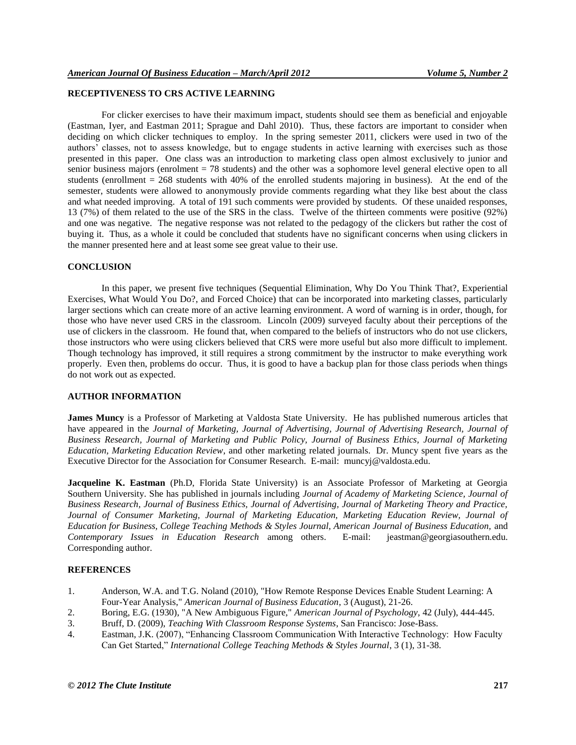## RECEPTIVENESS TO CRS ACTIVE LEARNING

For clicker exercises to have their maximum impact, students should see them as beneficial and enjoyable (Eastman, Iyer, and Eastman 2011; Sprague and Dahl 2010). Thus, these factors are important to consider when deciding on which clicker techniques to employ. In the spring semester 2011, clickers were used in two of the authors' classes, not to assess knowledge, but to engage students in active learning with exercises such as those presented in this paper. One class was an introduction to marketing class open almost exclusively to junior and senior business majors (enrolment = 78 students) and the other was a sophomore level general elective open to all students (enrollment = 268 students with 40% of the enrolled students majoring in business). At the end of the semester, students were allowed to anonymously provide comments regarding what they like best about the class and what needed improving. A total of 191 such comments were provided by students. Of these unaided responses, 13 (7%) of them related to the use of the SRS in the class. Twelve of the thirteen comments were positive (92%) and one was negative. The negative response was not related to the pedagogy of the clickers but rather the cost of buying it. Thus, as a whole it could be concluded that students have no significant concerns when using clickers in the manner presented here and at least some see great value to their use.

## CONCLUSION

In this paper, we present five techniques (Sequential Elimination, Why Do You Think That?, Experiential Exercises, What Would You Do?, and Forced Choice) that can be incorporated into marketing classes, particularly larger sections which can create more of an active learning environment. A word of warning is in order, though, for those who have never used CRS in the classroom. Lincoln (2009) surveyed faculty about their perceptions of the use of clickers in the classroom. He found that, when compared to the beliefs of instructors who do not use clickers, those instructors who were using clickers believed that CRS were more useful but also more difficult to implement. Though technology has improved, it still requires a strong commitment by the instructor to make everything work properly. Even then, problems do occur. Thus, it is good to have a backup plan for those class periods when things do not work out as expected.

## AUTHOR INFORMATION

**James Muncy** is a Professor of Marketing at Valdosta State University. He has published numerous articles that have appeared in the *Journal of Marketing, Journal of Advertising, Journal of Advertising Research, Journal of Business Research, Journal of Marketing and Public Policy, Journal of Business Ethics, Journal of Marketing Education, Marketing Education Review*, and other marketing related journals. Dr. Muncy spent five years as the Executive Director for the Association for Consumer Research. E-mail: muncyj@valdosta.edu.

**Jacqueline K. Eastman** (Ph.D, Florida State University) is an Associate Professor of Marketing at Georgia Southern University. She has published in journals including *Journal of Academy of Marketing Science, Journal of Business Research, Journal of Business Ethics, Journal of Advertising, Journal of Marketing Theory and Practice, Journal of Consumer Marketing, Journal of Marketing Education, Marketing Education Review, Journal of Education for Business, College Teaching Methods & Styles Journal, American Journal of Business Education*, and *Contemporary Issues in Education Research* among others. E-mail: jeastman@georgiasouthern.edu. Corresponding author.

## REFERENCES

1. Anderson, W.A. and T.G. Noland (2010), "How Remote Response Devices Enable Student Learning: A Four-Year Analysis," *American Journal of Business Education*, 3 (August), 21-26.
2. Boring, E.G. (1930), "A New Ambiguous Figure," *American Journal of Psychology*, 42 (July), 444-445.
3. Bruff, D. (2009), *Teaching With Classroom Response Systems*, San Francisco: Jose-Bass.
4. Eastman, J.K. (2007), "Enhancing Classroom Communication With Interactive Technology: How Faculty Can Get Started," *International College Teaching Methods & Styles Journal*, 3 (1), 31-38.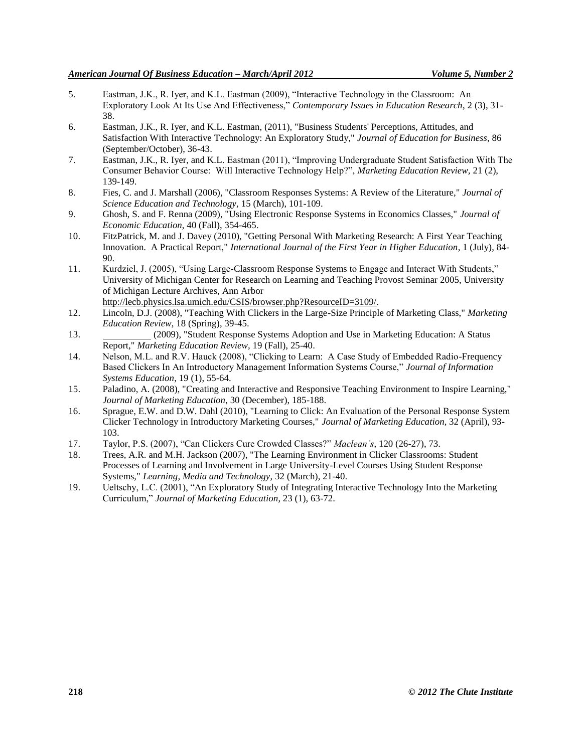5. Eastman, J.K., R. Iyer, and K.L. Eastman (2009), "Interactive Technology in the Classroom: An Exploratory Look At Its Use And Effectiveness," *Contemporary Issues in Education Research*, 2 (3), 31-38.
6. Eastman, J.K., R. Iyer, and K.L. Eastman, (2011), "Business Students' Perceptions, Attitudes, and Satisfaction With Interactive Technology: An Exploratory Study," *Journal of Education for Business*, 86 (September/October), 36-43.
7. Eastman, J.K., R. Iyer, and K.L. Eastman (2011), "Improving Undergraduate Student Satisfaction With The Consumer Behavior Course: Will Interactive Technology Help?", *Marketing Education Review*, 21 (2), 139-149.
8. Fies, C. and J. Marshall (2006), "Classroom Responses Systems: A Review of the Literature," *Journal of Science Education and Technology*, 15 (March), 101-109.
9. Ghosh, S. and F. Renna (2009), "Using Electronic Response Systems in Economics Classes," *Journal of Economic Education*, 40 (Fall), 354-465.
10. FitzPatrick, M. and J. Davey (2010), "Getting Personal With Marketing Research: A First Year Teaching Innovation. A Practical Report," *International Journal of the First Year in Higher Education*, 1 (July), 84-90.
11. Kurdziel, J. (2005), "Using Large-Classroom Response Systems to Engage and Interact With Students," University of Michigan Center for Research on Learning and Teaching Provost Seminar 2005, University of Michigan Lecture Archives, Ann Arbor http://lecb.physics.lsa.umich.edu/CSIS/browser.php?ResourceID=3109/.
12. Lincoln, D.J. (2008), "Teaching With Clickers in the Large-Size Principle of Marketing Class," *Marketing Education Review*, 18 (Spring), 39-45.
13. __________ (2009), "Student Response Systems Adoption and Use in Marketing Education: A Status Report," *Marketing Education Review*, 19 (Fall), 25-40.
14. Nelson, M.L. and R.V. Hauck (2008), "Clicking to Learn: A Case Study of Embedded Radio-Frequency Based Clickers In An Introductory Management Information Systems Course," *Journal of Information Systems Education*, 19 (1), 55-64.
15. Paladino, A. (2008), "Creating and Interactive and Responsive Teaching Environment to Inspire Learning," *Journal of Marketing Education*, 30 (December), 185-188.
16. Sprague, E.W. and D.W. Dahl (2010), "Learning to Click: An Evaluation of the Personal Response System Clicker Technology in Introductory Marketing Courses," *Journal of Marketing Education*, 32 (April), 93-103.
17. Taylor, P.S. (2007), "Can Clickers Cure Crowded Classes?" *Maclean's*, 120 (26-27), 73.
18. Trees, A.R. and M.H. Jackson (2007), "The Learning Environment in Clicker Classrooms: Student Processes of Learning and Involvement in Large University-Level Courses Using Student Response Systems," *Learning, Media and Technology*, 32 (March), 21-40.
19. Ueltschy, L.C. (2001), "An Exploratory Study of Integrating Interactive Technology Into the Marketing Curriculum," *Journal of Marketing Education*, 23 (1), 63-72.